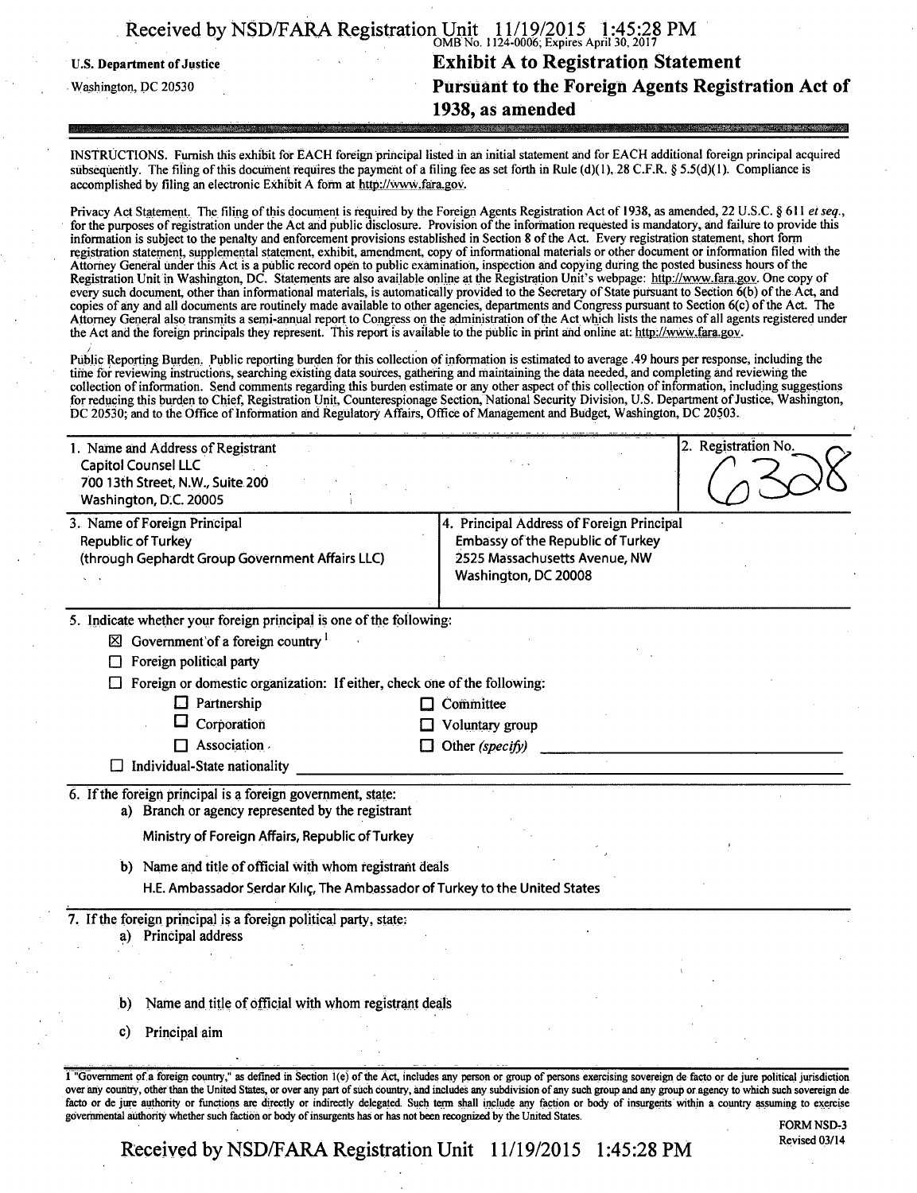U.S. Department of Justice
Washington, DC 20530

OMB No. 1124-0006; Expires April 30, 2017

# Exhibit A to Registration Statement Pursuant to the Foreign Agents Registration Act of 1938, as amended

INSTRUCTIONS. Furnish this exhibit for EACH foreign principal listed in an initial statement and for EACH additional foreign principal acquired subsequently. The filing of this document requires the payment of a filing fee as set forth in Rule (d)(1), 28 C.F.R. § 5.5(d)(1). Compliance is accomplished by filing an electronic Exhibit A form at http://www.fara.gov.

Privacy Act Statement. The filing of this document is required by the Foreign Agents Registration Act of 1938, as amended, 22 U.S.C. § 611 *et seq.*, for the purposes of registration under the Act and public disclosure. Provision of the information requested is mandatory, and failure to provide this information is subject to the penalty and enforcement provisions established in Section 8 of the Act. Every registration statement, short form registration statement, supplemental statement, exhibit, amendment, copy of informational materials or other document or information filed with the Attorney General under this Act is a public record open to public examination, inspection and copying during the posted business hours of the Registration Unit in Washington, DC. Statements are also available online at the Registration Unit's webpage: http://www.fara.gov. One copy of every such document, other than informational materials, is automatically provided to the Secretary of State pursuant to Section 6(b) of the Act, and copies of any and all documents are routinely made available to other agencies, departments and Congress pursuant to Section 6(c) of the Act. The Attorney General also transmits a semi-annual report to Congress on the administration of the Act which lists the names of all agents registered under the Act and the foreign principals they represent. This report is available to the public in print and online at: http://www.fara.gov.

Public Reporting Burden. Public reporting burden for this collection of information is estimated to average .49 hours per response, including the time for reviewing instructions, searching existing data sources, gathering and maintaining the data needed, and completing and reviewing the collection of information. Send comments regarding this burden estimate or any other aspect of this collection of information, including suggestions for reducing this burden to Chief, Registration Unit, Counterespionage Section, National Security Division, U.S. Department of Justice, Washington, DC 20530; and to the Office of Information and Regulatory Affairs, Office of Management and Budget, Washington, DC 20503.

| 1. Name and Address of Registrant | 2. Registration No. |
|---|---|
| Capitol Counsel LLC<br>700 13th Street, N.W., Suite 200<br>Washington, D.C. 20005 | 6328 |

| 3. Name of Foreign Principal | 4. Principal Address of Foreign Principal |
|---|---|
| Republic of Turkey<br>(through Gephardt Group Government Affairs LLC) | Embassy of the Republic of Turkey<br>2525 Massachusetts Avenue, NW<br>Washington, DC 20008 |

5. Indicate whether your foreign principal is one of the following:

- ☒ Government of a foreign country [1]
- ☐ Foreign political party
- ☐ Foreign or domestic organization: If either, check one of the following:
  - ☐ Partnership
  - ☐ Corporation
  - ☐ Association
  - ☐ Committee
  - ☐ Voluntary group
  - ☐ Other *(specify)*
- ☐ Individual-State nationality

6. If the foreign principal is a foreign government, state:

a) Branch or agency represented by the registrant

Ministry of Foreign Affairs, Republic of Turkey

b) Name and title of official with whom registrant deals

H.E. Ambassador Serdar Kılıç, The Ambassador of Turkey to the United States

7. If the foreign principal is a foreign political party, state:

a) Principal address

b) Name and title of official with whom registrant deals

c) Principal aim

1 "Government of a foreign country," as defined in Section 1(e) of the Act, includes any person or group of persons exercising sovereign de facto or de jure political jurisdiction over any country, other than the United States, or over any part of such country, and includes any subdivision of any such group and any group or agency to which such sovereign de facto or de jure authority or functions are directly or indirectly delegated. Such term shall include any faction or body of insurgents within a country assuming to exercise governmental authority whether such faction or body of insurgents has or has not been recognized by the United States.

FORM NSD-3
Revised 03/14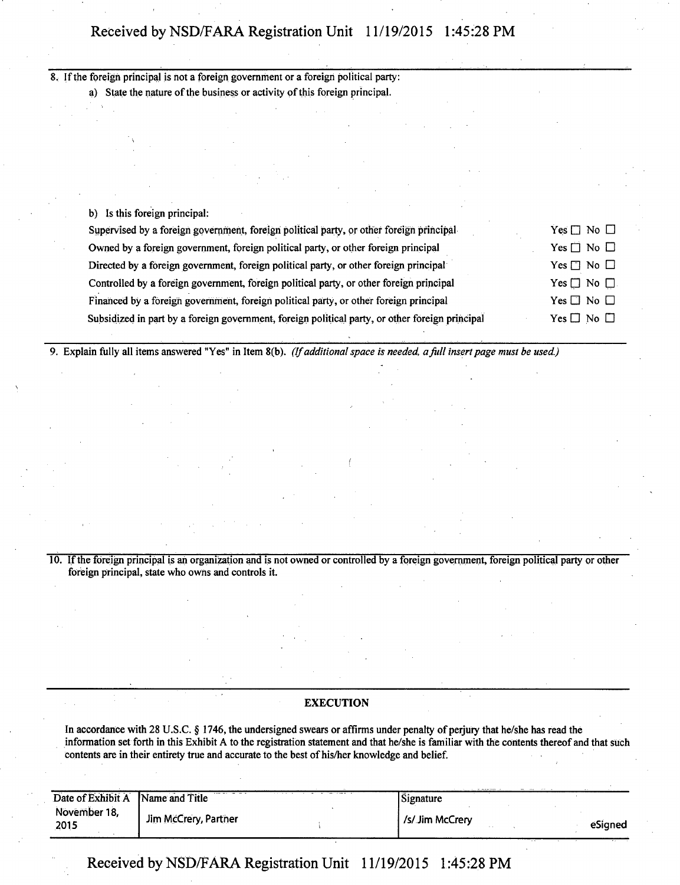8. If the foreign principal is not a foreign government or a foreign political party:

   a) State the nature of the business or activity of this foreign principal.

   b) Is this foreign principal:

| | |
|---|---|
| Supervised by a foreign government, foreign political party, or other foreign principal | Yes ☐ No ☐ |
| Owned by a foreign government, foreign political party, or other foreign principal | Yes ☐ No ☐ |
| Directed by a foreign government, foreign political party, or other foreign principal | Yes ☐ No ☐ |
| Controlled by a foreign government, foreign political party, or other foreign principal | Yes ☐ No ☐ |
| Financed by a foreign government, foreign political party, or other foreign principal | Yes ☐ No ☐ |
| Subsidized in part by a foreign government, foreign political party, or other foreign principal | Yes ☐ No ☐ |

9. Explain fully all items answered "Yes" in Item 8(b). *(If additional space is needed, a full insert page must be used.)*

10. If the foreign principal is an organization and is not owned or controlled by a foreign government, foreign political party or other foreign principal, state who owns and controls it.

## EXECUTION

In accordance with 28 U.S.C. § 1746, the undersigned swears or affirms under penalty of perjury that he/she has read the information set forth in this Exhibit A to the registration statement and that he/she is familiar with the contents thereof and that such contents are in their entirety true and accurate to the best of his/her knowledge and belief.

| Date of Exhibit A | Name and Title | Signature |
|---|---|---|
| November 18, 2015 | Jim McCrery, Partner | /s/ Jim McCrery eSigned |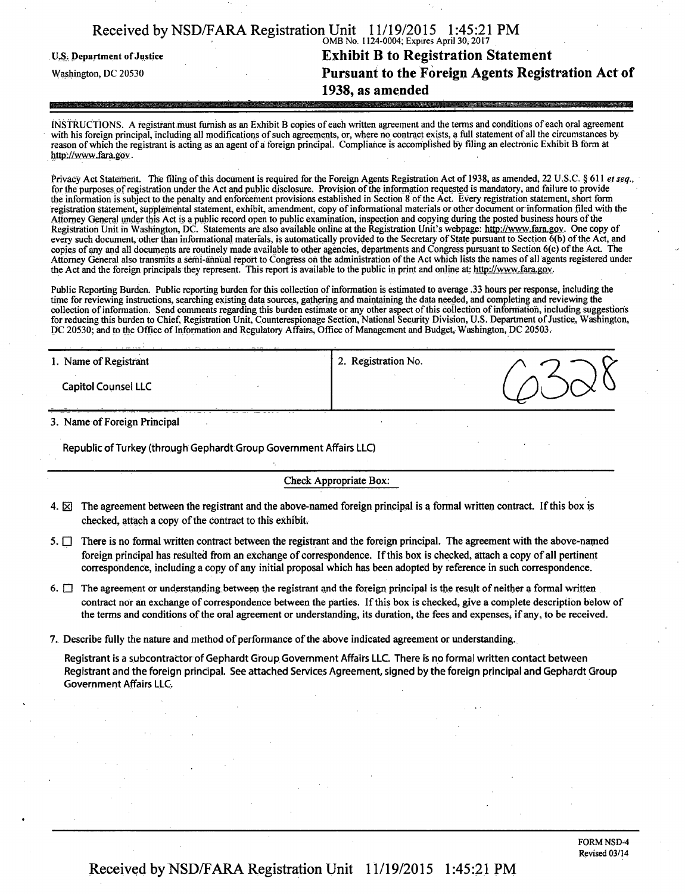U.S. Department of Justice

Washington, DC 20530

OMB No. 1124-0004; Expires April 30, 2017

# Exhibit B to Registration Statement Pursuant to the Foreign Agents Registration Act of 1938, as amended

INSTRUCTIONS. A registrant must furnish as an Exhibit B copies of each written agreement and the terms and conditions of each oral agreement with his foreign principal, including all modifications of such agreements, or, where no contract exists, a full statement of all the circumstances by reason of which the registrant is acting as an agent of a foreign principal. Compliance is accomplished by filing an electronic Exhibit B form at http://www.fara.gov.

Privacy Act Statement. The filing of this document is required for the Foreign Agents Registration Act of 1938, as amended, 22 U.S.C. § 611 *et seq.*, for the purposes of registration under the Act and public disclosure. Provision of the information requested is mandatory, and failure to provide the information is subject to the penalty and enforcement provisions established in Section 8 of the Act. Every registration statement, short form registration statement, supplemental statement, exhibit, amendment, copy of informational materials or other document or information filed with the Attorney General under this Act is a public record open to public examination, inspection and copying during the posted business hours of the Registration Unit in Washington, DC. Statements are also available online at the Registration Unit's webpage: http://www.fara.gov. One copy of every such document, other than informational materials, is automatically provided to the Secretary of State pursuant to Section 6(b) of the Act, and copies of any and all documents are routinely made available to other agencies, departments and Congress pursuant to Section 6(c) of the Act. The Attorney General also transmits a semi-annual report to Congress on the administration of the Act which lists the names of all agents registered under the Act and the foreign principals they represent. This report is available to the public in print and online at: http://www.fara.gov.

Public Reporting Burden. Public reporting burden for this collection of information is estimated to average .33 hours per response, including the time for reviewing instructions, searching existing data sources, gathering and maintaining the data needed, and completing and reviewing the collection of information. Send comments regarding this burden estimate or any other aspect of this collection of information, including suggestions for reducing this burden to Chief, Registration Unit, Counterespionage Section, National Security Division, U.S. Department of Justice, Washington, DC 20530; and to the Office of Information and Regulatory Affairs, Office of Management and Budget, Washington, DC 20503.

| 1. Name of Registrant | 2. Registration No. |
| --- | --- |
| Capitol Counsel LLC | 6328 |

3. Name of Foreign Principal

Republic of Turkey (through Gephardt Group Government Affairs LLC)

Check Appropriate Box:

4. ☒ The agreement between the registrant and the above-named foreign principal is a formal written contract. If this box is checked, attach a copy of the contract to this exhibit.

5. ☐ There is no formal written contract between the registrant and the foreign principal. The agreement with the above-named foreign principal has resulted from an exchange of correspondence. If this box is checked, attach a copy of all pertinent correspondence, including a copy of any initial proposal which has been adopted by reference in such correspondence.

6. ☐ The agreement or understanding between the registrant and the foreign principal is the result of neither a formal written contract nor an exchange of correspondence between the parties. If this box is checked, give a complete description below of the terms and conditions of the oral agreement or understanding, its duration, the fees and expenses, if any, to be received.

7. Describe fully the nature and method of performance of the above indicated agreement or understanding.

Registrant is a subcontractor of Gephardt Group Government Affairs LLC. There is no formal written contact between Registrant and the foreign principal. See attached Services Agreement, signed by the foreign principal and Gephardt Group Government Affairs LLC.

FORM NSD-4
Revised 03/14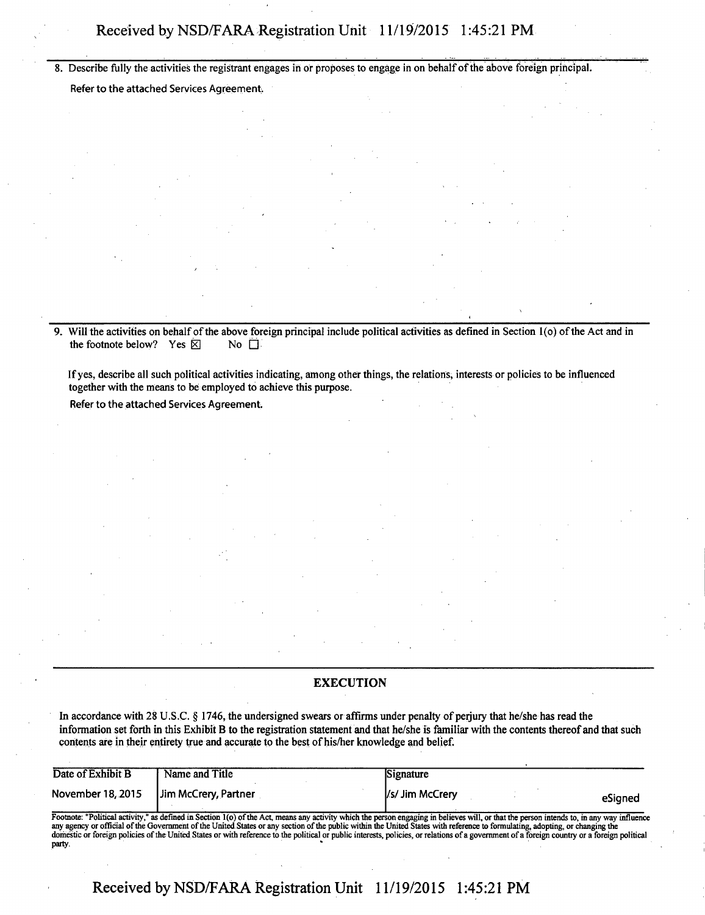8. Describe fully the activities the registrant engages in or proposes to engage in on behalf of the above foreign principal.

Refer to the attached Services Agreement.

9. Will the activities on behalf of the above foreign principal include political activities as defined in Section 1(o) of the Act and in the footnote below? Yes ☒ No ☐

If yes, describe all such political activities indicating, among other things, the relations, interests or policies to be influenced together with the means to be employed to achieve this purpose.

Refer to the attached Services Agreement.

## EXECUTION

In accordance with 28 U.S.C. § 1746, the undersigned swears or affirms under penalty of perjury that he/she has read the information set forth in this Exhibit B to the registration statement and that he/she is familiar with the contents thereof and that such contents are in their entirety true and accurate to the best of his/her knowledge and belief.

| Date of Exhibit B | Name and Title | Signature | |
|---|---|---|---|
| November 18, 2015 | Jim McCrery, Partner | /s/ Jim McCrery | eSigned |

Footnote: "Political activity," as defined in Section 1(o) of the Act, means any activity which the person engaging in believes will, or that the person intends to, in any way influence any agency or official of the Government of the United States or any section of the public within the United States with reference to formulating, adopting, or changing the domestic or foreign policies of the United States or with reference to the political or public interests, policies, or relations of a government of a foreign country or a foreign political party.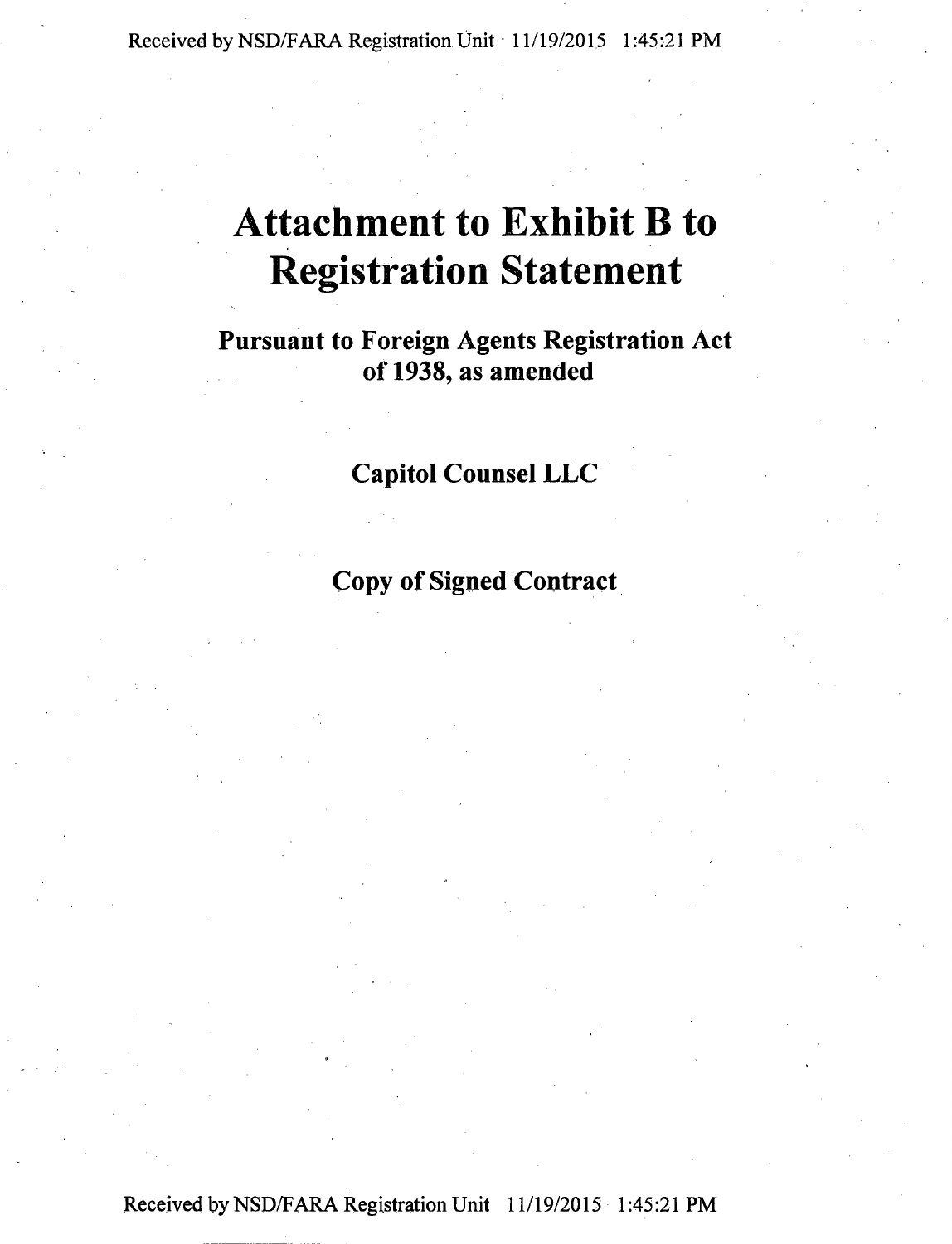# Attachment to Exhibit B to Registration Statement

## Pursuant to Foreign Agents Registration Act of 1938, as amended

## Capitol Counsel LLC

## Copy of Signed Contract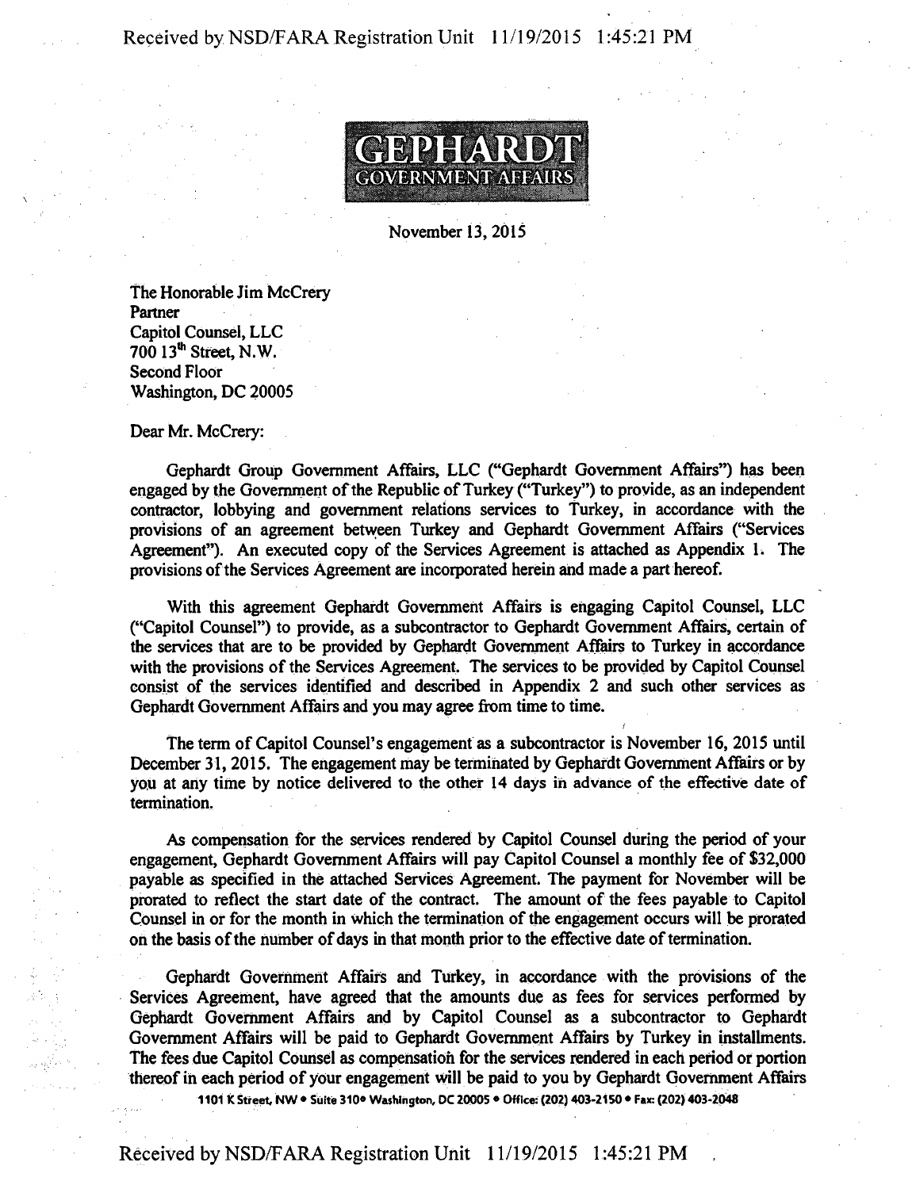**GEPHARDT**
**GOVERNMENT AFFAIRS**

November 13, 2015

The Honorable Jim McCrery
Partner
Capitol Counsel, LLC
700 13th Street, N.W.
Second Floor
Washington, DC 20005

Dear Mr. McCrery:

Gephardt Group Government Affairs, LLC ("Gephardt Government Affairs") has been engaged by the Government of the Republic of Turkey ("Turkey") to provide, as an independent contractor, lobbying and government relations services to Turkey, in accordance with the provisions of an agreement between Turkey and Gephardt Government Affairs ("Services Agreement"). An executed copy of the Services Agreement is attached as Appendix 1. The provisions of the Services Agreement are incorporated herein and made a part hereof.

With this agreement Gephardt Government Affairs is engaging Capitol Counsel, LLC ("Capitol Counsel") to provide, as a subcontractor to Gephardt Government Affairs, certain of the services that are to be provided by Gephardt Government Affairs to Turkey in accordance with the provisions of the Services Agreement. The services to be provided by Capitol Counsel consist of the services identified and described in Appendix 2 and such other services as Gephardt Government Affairs and you may agree from time to time.

The term of Capitol Counsel's engagement as a subcontractor is November 16, 2015 until December 31, 2015. The engagement may be terminated by Gephardt Government Affairs or by you at any time by notice delivered to the other 14 days in advance of the effective date of termination.

As compensation for the services rendered by Capitol Counsel during the period of your engagement, Gephardt Government Affairs will pay Capitol Counsel a monthly fee of $32,000 payable as specified in the attached Services Agreement. The payment for November will be prorated to reflect the start date of the contract. The amount of the fees payable to Capitol Counsel in or for the month in which the termination of the engagement occurs will be prorated on the basis of the number of days in that month prior to the effective date of termination.

Gephardt Government Affairs and Turkey, in accordance with the provisions of the Services Agreement, have agreed that the amounts due as fees for services performed by Gephardt Government Affairs and by Capitol Counsel as a subcontractor to Gephardt Government Affairs will be paid to Gephardt Government Affairs by Turkey in installments. The fees due Capitol Counsel as compensation for the services rendered in each period or portion thereof in each period of your engagement will be paid to you by Gephardt Government Affairs

1101 K Street, NW • Suite 310 • Washington, DC 20005 • Office: (202) 403-2150 • Fax: (202) 403-2048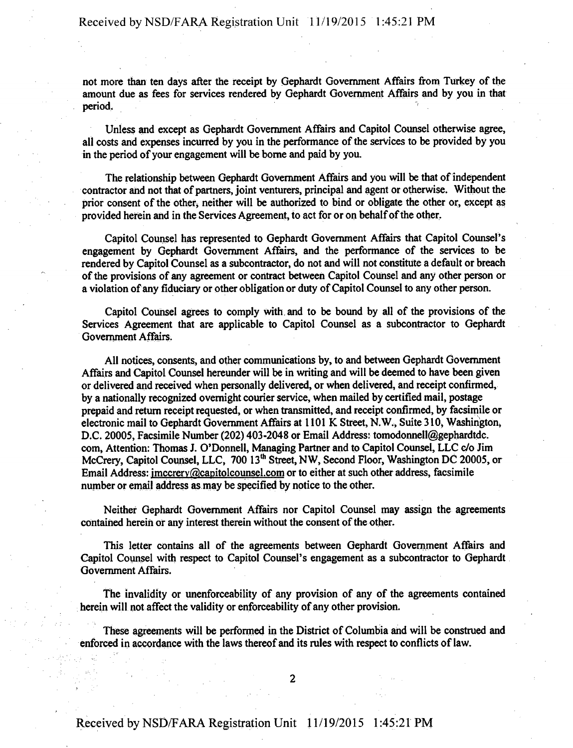not more than ten days after the receipt by Gephardt Government Affairs from Turkey of the amount due as fees for services rendered by Gephardt Government Affairs and by you in that period.

Unless and except as Gephardt Government Affairs and Capitol Counsel otherwise agree, all costs and expenses incurred by you in the performance of the services to be provided by you in the period of your engagement will be borne and paid by you.

The relationship between Gephardt Government Affairs and you will be that of independent contractor and not that of partners, joint venturers, principal and agent or otherwise. Without the prior consent of the other, neither will be authorized to bind or obligate the other or, except as provided herein and in the Services Agreement, to act for or on behalf of the other.

Capitol Counsel has represented to Gephardt Government Affairs that Capitol Counsel's engagement by Gephardt Government Affairs, and the performance of the services to be rendered by Capitol Counsel as a subcontractor, do not and will not constitute a default or breach of the provisions of any agreement or contract between Capitol Counsel and any other person or a violation of any fiduciary or other obligation or duty of Capitol Counsel to any other person.

Capitol Counsel agrees to comply with and to be bound by all of the provisions of the Services Agreement that are applicable to Capitol Counsel as a subcontractor to Gephardt Government Affairs.

All notices, consents, and other communications by, to and between Gephardt Government Affairs and Capitol Counsel hereunder will be in writing and will be deemed to have been given or delivered and received when personally delivered, or when delivered, and receipt confirmed, by a nationally recognized overnight courier service, when mailed by certified mail, postage prepaid and return receipt requested, or when transmitted, and receipt confirmed, by facsimile or electronic mail to Gephardt Government Affairs at 1101 K Street, N.W., Suite 310, Washington, D.C. 20005, Facsimile Number (202) 403-2048 or Email Address: tomodonnell@gephardtdc.com, Attention: Thomas J. O'Donnell, Managing Partner and to Capitol Counsel, LLC c/o Jim McCrery, Capitol Counsel, LLC, 700 13th Street, NW, Second Floor, Washington DC 20005, or Email Address: jmccrery@capitolcounsel.com or to either at such other address, facsimile number or email address as may be specified by notice to the other.

Neither Gephardt Government Affairs nor Capitol Counsel may assign the agreements contained herein or any interest therein without the consent of the other.

This letter contains all of the agreements between Gephardt Government Affairs and Capitol Counsel with respect to Capitol Counsel's engagement as a subcontractor to Gephardt Government Affairs.

The invalidity or unenforceability of any provision of any of the agreements contained herein will not affect the validity or enforceability of any other provision.

These agreements will be performed in the District of Columbia and will be construed and enforced in accordance with the laws thereof and its rules with respect to conflicts of law.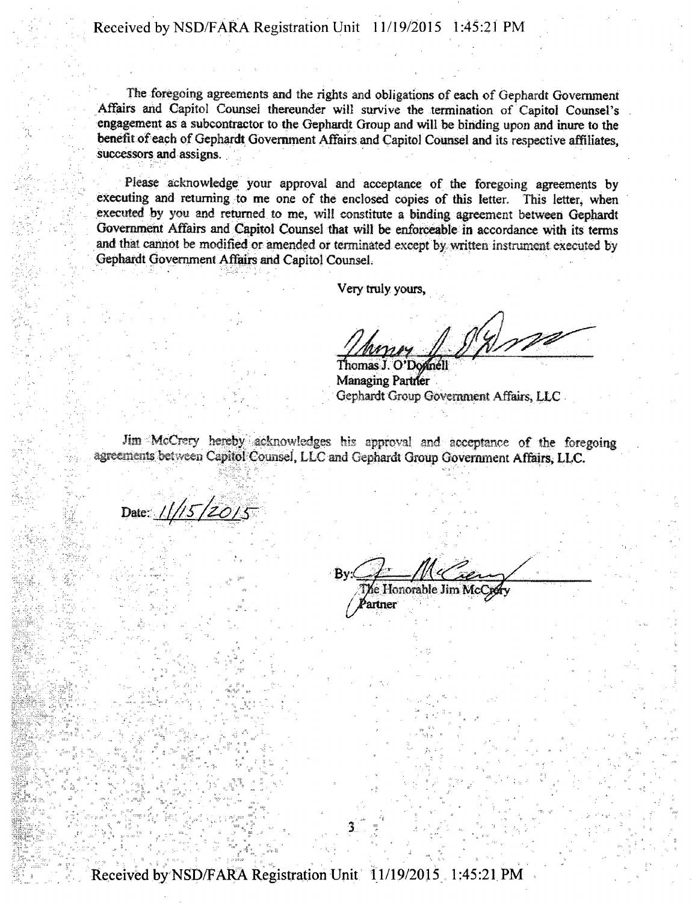The foregoing agreements and the rights and obligations of each of Gephardt Government Affairs and Capitol Counsel thereunder will survive the termination of Capitol Counsel's engagement as a subcontractor to the Gephardt Group and will be binding upon and inure to the benefit of each of Gephardt Government Affairs and Capitol Counsel and its respective affiliates, successors and assigns.

Please acknowledge your approval and acceptance of the foregoing agreements by executing and returning to me one of the enclosed copies of this letter. This letter, when executed by you and returned to me, will constitute a binding agreement between Gephardt Government Affairs and Capitol Counsel that will be enforceable in accordance with its terms and that cannot be modified or amended or terminated except by written instrument executed by Gephardt Government Affairs and Capitol Counsel.

Very truly yours,

Thomas J. O'Donnell
Managing Partner
Gephardt Group Government Affairs, LLC

Jim McCrery hereby acknowledges his approval and acceptance of the foregoing agreements between Capitol Counsel, LLC and Gephardt Group Government Affairs, LLC.

Date: 11/15/2015

By:
The Honorable Jim McCrery
Partner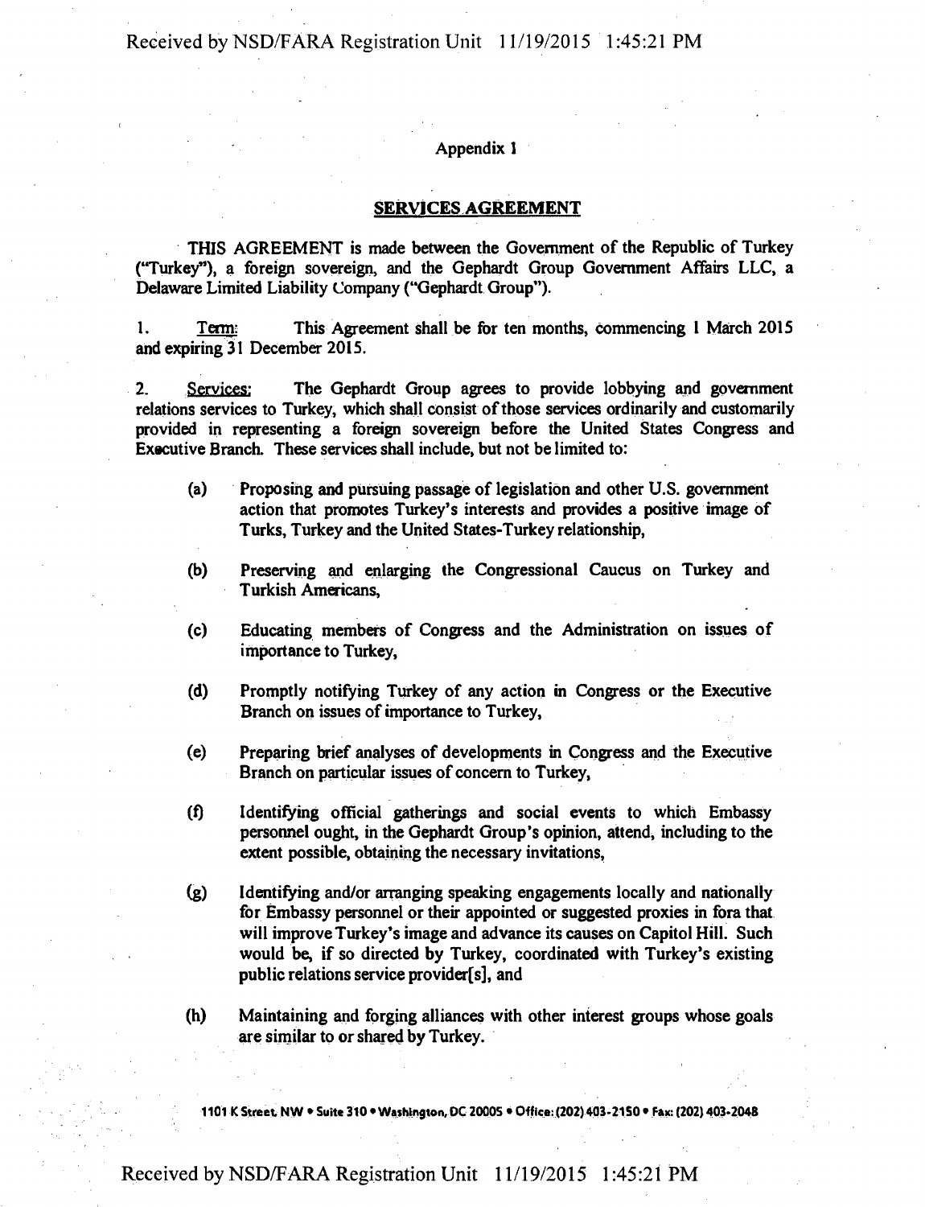## Appendix 1

## SERVICES AGREEMENT

THIS AGREEMENT is made between the Government of the Republic of Turkey ("Turkey"), a foreign sovereign, and the Gephardt Group Government Affairs LLC, a Delaware Limited Liability Company ("Gephardt Group").

1. Term: This Agreement shall be for ten months, commencing 1 March 2015 and expiring 31 December 2015.

2. Services: The Gephardt Group agrees to provide lobbying and government relations services to Turkey, which shall consist of those services ordinarily and customarily provided in representing a foreign sovereign before the United States Congress and Executive Branch. These services shall include, but not be limited to:

   (a) Proposing and pursuing passage of legislation and other U.S. government action that promotes Turkey's interests and provides a positive image of Turks, Turkey and the United States-Turkey relationship,

   (b) Preserving and enlarging the Congressional Caucus on Turkey and Turkish Americans,

   (c) Educating members of Congress and the Administration on issues of importance to Turkey,

   (d) Promptly notifying Turkey of any action in Congress or the Executive Branch on issues of importance to Turkey,

   (e) Preparing brief analyses of developments in Congress and the Executive Branch on particular issues of concern to Turkey,

   (f) Identifying official gatherings and social events to which Embassy personnel ought, in the Gephardt Group's opinion, attend, including to the extent possible, obtaining the necessary invitations,

   (g) Identifying and/or arranging speaking engagements locally and nationally for Embassy personnel or their appointed or suggested proxies in fora that will improve Turkey's image and advance its causes on Capitol Hill. Such would be, if so directed by Turkey, coordinated with Turkey's existing public relations service provider[s], and

   (h) Maintaining and forging alliances with other interest groups whose goals are similar to or shared by Turkey.

1101 K Street, NW • Suite 310 • Washington, DC 20005 • Office: (202) 403-2150 • Fax: (202) 403-2048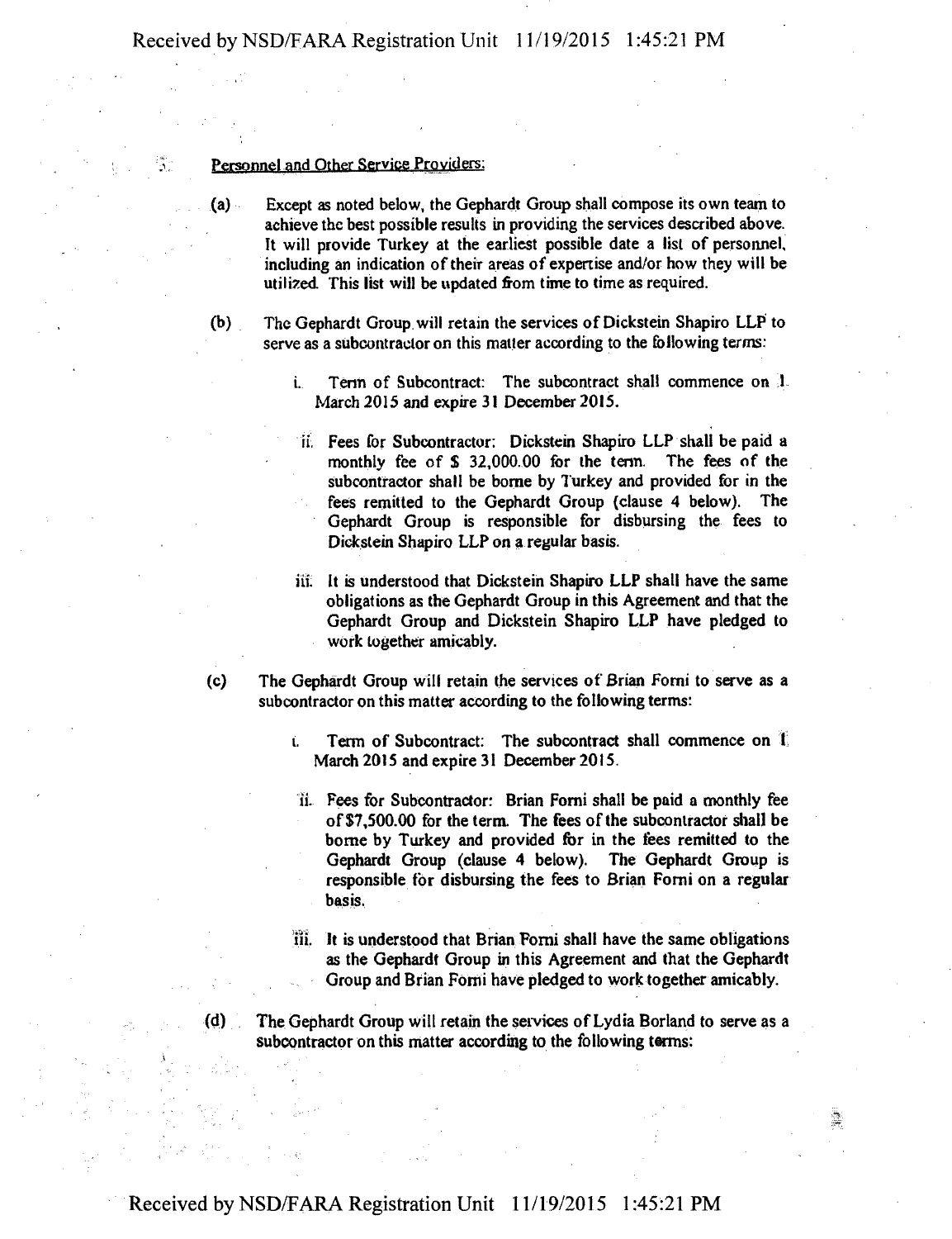3. Personnel and Other Service Providers:

(a) Except as noted below, the Gephardt Group shall compose its own team to achieve the best possible results in providing the services described above. It will provide Turkey at the earliest possible date a list of personnel, including an indication of their areas of expertise and/or how they will be utilized. This list will be updated from time to time as required.

(b) The Gephardt Group will retain the services of Dickstein Shapiro LLP to serve as a subcontractor on this matter according to the following terms:

  i. Term of Subcontract: The subcontract shall commence on 1 March 2015 and expire 31 December 2015.

  ii. Fees for Subcontractor: Dickstein Shapiro LLP shall be paid a monthly fee of $ 32,000.00 for the term. The fees of the subcontractor shall be borne by Turkey and provided for in the fees remitted to the Gephardt Group (clause 4 below). The Gephardt Group is responsible for disbursing the fees to Dickstein Shapiro LLP on a regular basis.

  iii. It is understood that Dickstein Shapiro LLP shall have the same obligations as the Gephardt Group in this Agreement and that the Gephardt Group and Dickstein Shapiro LLP have pledged to work together amicably.

(c) The Gephardt Group will retain the services of Brian Forni to serve as a subcontractor on this matter according to the following terms:

  i. Term of Subcontract: The subcontract shall commence on 1 March 2015 and expire 31 December 2015.

  ii. Fees for Subcontractor: Brian Forni shall be paid a monthly fee of $7,500.00 for the term. The fees of the subcontractor shall be borne by Turkey and provided for in the fees remitted to the Gephardt Group (clause 4 below). The Gephardt Group is responsible for disbursing the fees to Brian Forni on a regular basis.

  iii. It is understood that Brian Forni shall have the same obligations as the Gephardt Group in this Agreement and that the Gephardt Group and Brian Forni have pledged to work together amicably.

(d) The Gephardt Group will retain the services of Lydia Borland to serve as a subcontractor on this matter according to the following terms: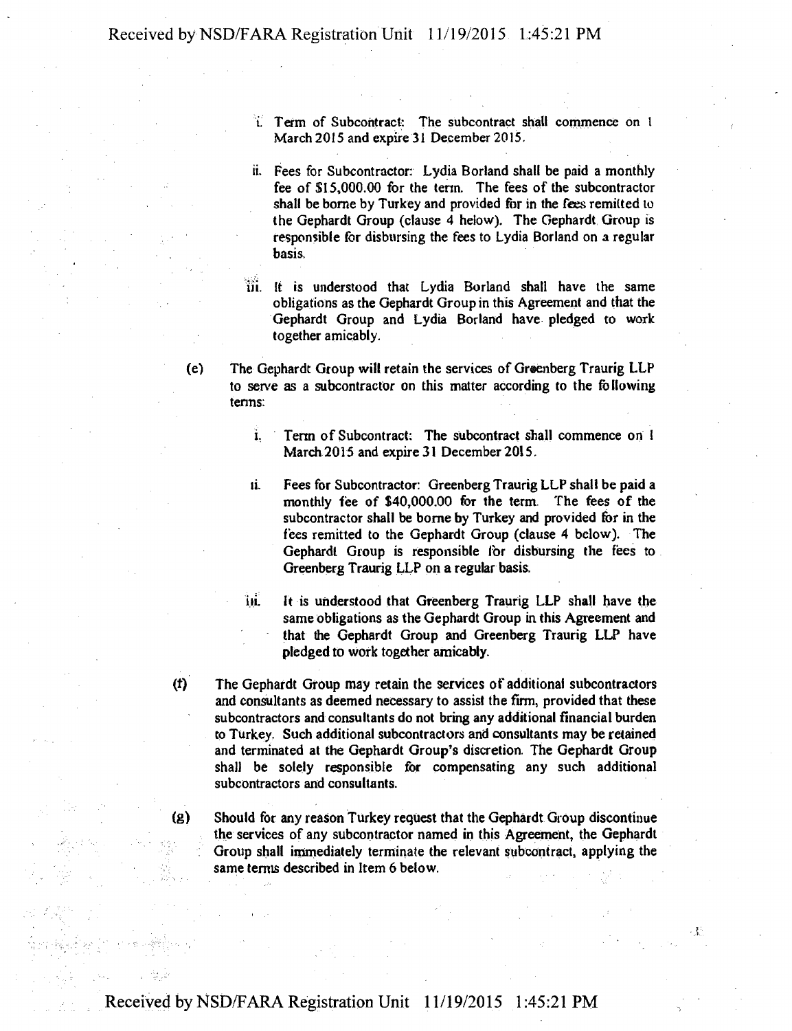i. Term of Subcontract: The subcontract shall commence on 1 March 2015 and expire 31 December 2015.

ii. Fees for Subcontractor: Lydia Borland shall be paid a monthly fee of $15,000.00 for the term. The fees of the subcontractor shall be borne by Turkey and provided for in the fees remitted to the Gephardt Group (clause 4 below). The Gephardt Group is responsible for disbursing the fees to Lydia Borland on a regular basis.

iii. It is understood that Lydia Borland shall have the same obligations as the Gephardt Group in this Agreement and that the Gephardt Group and Lydia Borland have pledged to work together amicably.

(e) The Gephardt Group will retain the services of Greenberg Traurig LLP to serve as a subcontractor on this matter according to the following terms:

i. Term of Subcontract: The subcontract shall commence on 1 March 2015 and expire 31 December 2015.

ii. Fees for Subcontractor: Greenberg Traurig LLP shall be paid a monthly fee of $40,000.00 for the term. The fees of the subcontractor shall be borne by Turkey and provided for in the fees remitted to the Gephardt Group (clause 4 below). The Gephardt Group is responsible for disbursing the fees to Greenberg Traurig LLP on a regular basis.

iii. It is understood that Greenberg Traurig LLP shall have the same obligations as the Gephardt Group in this Agreement and that the Gephardt Group and Greenberg Traurig LLP have pledged to work together amicably.

(f) The Gephardt Group may retain the services of additional subcontractors and consultants as deemed necessary to assist the firm, provided that these subcontractors and consultants do not bring any additional financial burden to Turkey. Such additional subcontractors and consultants may be retained and terminated at the Gephardt Group's discretion. The Gephardt Group shall be solely responsible for compensating any such additional subcontractors and consultants.

(g) Should for any reason Turkey request that the Gephardt Group discontinue the services of any subcontractor named in this Agreement, the Gephardt Group shall immediately terminate the relevant subcontract, applying the same terms described in Item 6 below.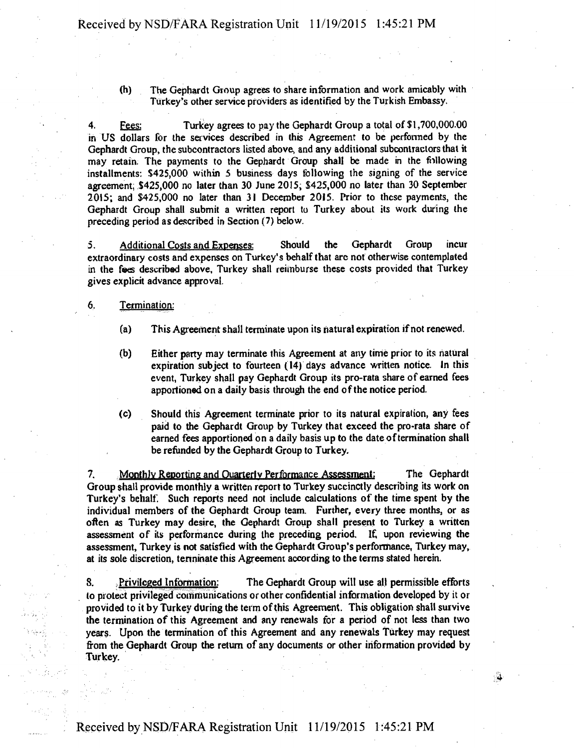(h) The Gephardt Group agrees to share information and work amicably with Turkey's other service providers as identified by the Turkish Embassy.

4. Fees: Turkey agrees to pay the Gephardt Group a total of $1,700,000.00 in US dollars for the services described in this Agreement to be performed by the Gephardt Group, the subcontractors listed above, and any additional subcontractors that it may retain. The payments to the Gephardt Group shall be made in the following installments: $425,000 within 5 business days following the signing of the service agreement; $425,000 no later than 30 June 2015; $425,000 no later than 30 September 2015; and $425,000 no later than 31 December 2015. Prior to these payments, the Gephardt Group shall submit a written report to Turkey about its work during the preceding period as described in Section (7) below.

5. Additional Costs and Expenses: Should the Gephardt Group incur extraordinary costs and expenses on Turkey's behalf that are not otherwise contemplated in the fees described above, Turkey shall reimburse these costs provided that Turkey gives explicit advance approval.

6. Termination:

(a) This Agreement shall terminate upon its natural expiration if not renewed.

(b) Either party may terminate this Agreement at any time prior to its natural expiration subject to fourteen (14) days advance written notice. In this event, Turkey shall pay Gephardt Group its pro-rata share of earned fees apportioned on a daily basis through the end of the notice period.

(c) Should this Agreement terminate prior to its natural expiration, any fees paid to the Gephardt Group by Turkey that exceed the pro-rata share of earned fees apportioned on a daily basis up to the date of termination shall be refunded by the Gephardt Group to Turkey.

7. Monthly Reporting and Quarterly Performance Assessment: The Gephardt Group shall provide monthly a written report to Turkey succinctly describing its work on Turkey's behalf. Such reports need not include calculations of the time spent by the individual members of the Gephardt Group team. Further, every three months, or as often as Turkey may desire, the Gephardt Group shall present to Turkey a written assessment of its performance during the preceding period. If, upon reviewing the assessment, Turkey is not satisfied with the Gephardt Group's performance, Turkey may, at its sole discretion, terminate this Agreement according to the terms stated herein.

8. Privileged Information: The Gephardt Group will use all permissible efforts to protect privileged communications or other confidential information developed by it or provided to it by Turkey during the term of this Agreement. This obligation shall survive the termination of this Agreement and any renewals for a period of not less than two years. Upon the termination of this Agreement and any renewals Turkey may request from the Gephardt Group the return of any documents or other information provided by Turkey.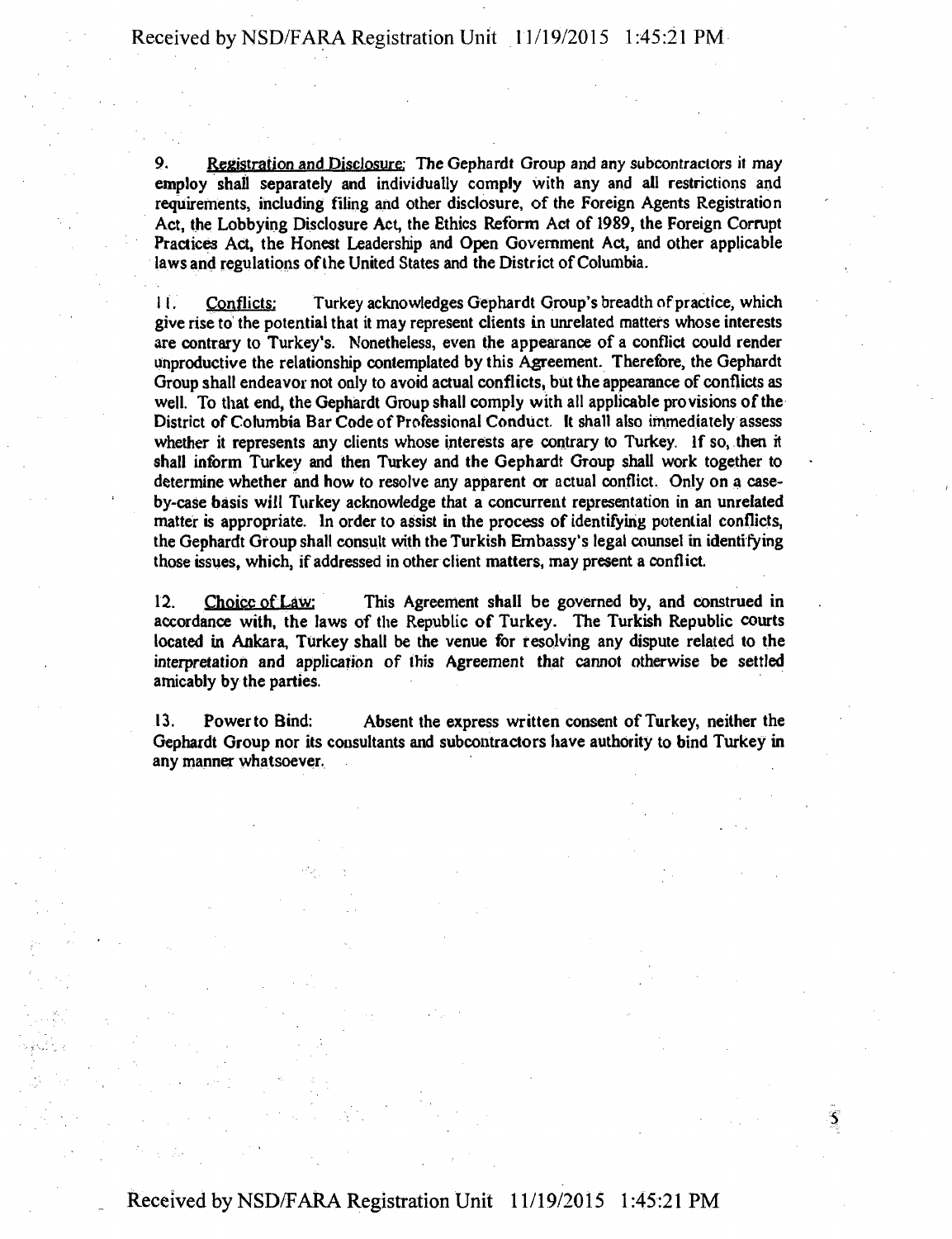9. Registration and Disclosure: The Gephardt Group and any subcontractors it may employ shall separately and individually comply with any and all restrictions and requirements, including filing and other disclosure, of the Foreign Agents Registration Act, the Lobbying Disclosure Act, the Ethics Reform Act of 1989, the Foreign Corrupt Practices Act, the Honest Leadership and Open Government Act, and other applicable laws and regulations of the United States and the District of Columbia.

11. Conflicts: Turkey acknowledges Gephardt Group's breadth of practice, which give rise to the potential that it may represent clients in unrelated matters whose interests are contrary to Turkey's. Nonetheless, even the appearance of a conflict could render unproductive the relationship contemplated by this Agreement. Therefore, the Gephardt Group shall endeavor not only to avoid actual conflicts, but the appearance of conflicts as well. To that end, the Gephardt Group shall comply with all applicable provisions of the District of Columbia Bar Code of Professional Conduct. It shall also immediately assess whether it represents any clients whose interests are contrary to Turkey. If so, then it shall inform Turkey and then Turkey and the Gephardt Group shall work together to determine whether and how to resolve any apparent or actual conflict. Only on a case-by-case basis will Turkey acknowledge that a concurrent representation in an unrelated matter is appropriate. In order to assist in the process of identifying potential conflicts, the Gephardt Group shall consult with the Turkish Embassy's legal counsel in identifying those issues, which, if addressed in other client matters, may present a conflict.

12. Choice of Law: This Agreement shall be governed by, and construed in accordance with, the laws of the Republic of Turkey. The Turkish Republic courts located in Ankara, Turkey shall be the venue for resolving any dispute related to the interpretation and application of this Agreement that cannot otherwise be settled amicably by the parties.

13. Power to Bind: Absent the express written consent of Turkey, neither the Gephardt Group nor its consultants and subcontractors have authority to bind Turkey in any manner whatsoever.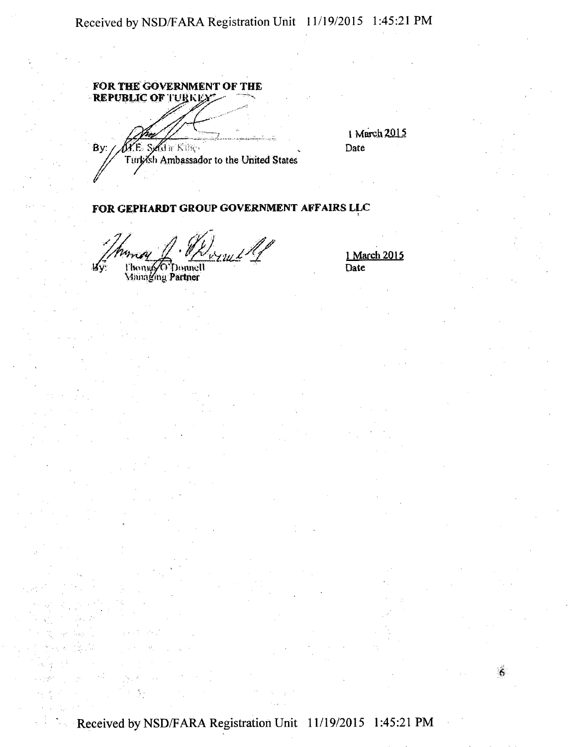**FOR THE GOVERNMENT OF THE REPUBLIC OF TURKEY**

By: H.E. Serdar Kılıç
Turkish Ambassador to the United States

1 March 2015
Date

**FOR GEPHARDT GROUP GOVERNMENT AFFAIRS LLC**

By: Thomas O'Donnell
Managing Partner

1 March 2015
Date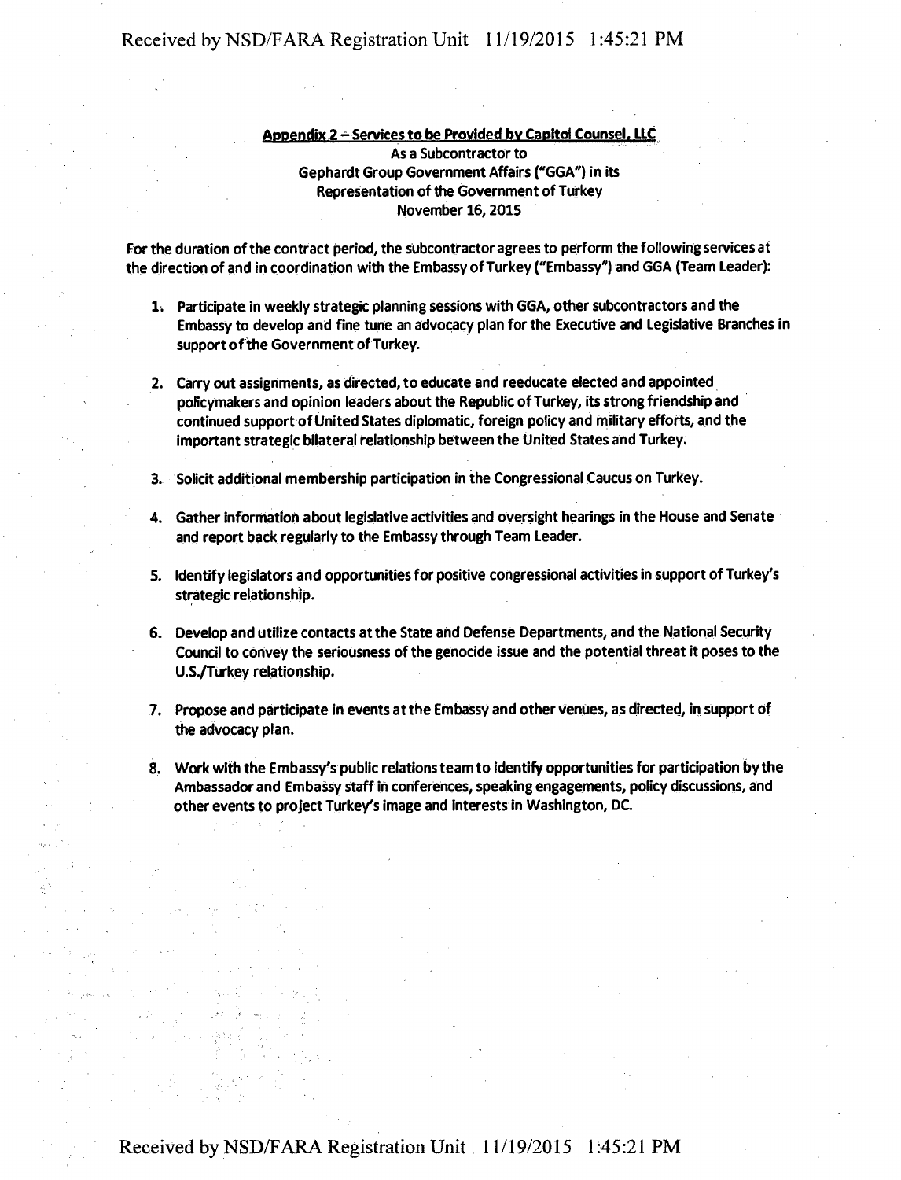**Appendix 2 – Services to be Provided by Capitol Counsel, LLC**

As a Subcontractor to
Gephardt Group Government Affairs ("GGA") in its
Representation of the Government of Turkey
November 16, 2015

For the duration of the contract period, the subcontractor agrees to perform the following services at the direction of and in coordination with the Embassy of Turkey ("Embassy") and GGA (Team Leader):

1. Participate in weekly strategic planning sessions with GGA, other subcontractors and the Embassy to develop and fine tune an advocacy plan for the Executive and Legislative Branches in support of the Government of Turkey.

2. Carry out assignments, as directed, to educate and reeducate elected and appointed policymakers and opinion leaders about the Republic of Turkey, its strong friendship and continued support of United States diplomatic, foreign policy and military efforts, and the important strategic bilateral relationship between the United States and Turkey.

3. Solicit additional membership participation in the Congressional Caucus on Turkey.

4. Gather information about legislative activities and oversight hearings in the House and Senate and report back regularly to the Embassy through Team Leader.

5. Identify legislators and opportunities for positive congressional activities in support of Turkey's strategic relationship.

6. Develop and utilize contacts at the State and Defense Departments, and the National Security Council to convey the seriousness of the genocide issue and the potential threat it poses to the U.S./Turkey relationship.

7. Propose and participate in events at the Embassy and other venues, as directed, in support of the advocacy plan.

8. Work with the Embassy's public relations team to identify opportunities for participation by the Ambassador and Embassy staff in conferences, speaking engagements, policy discussions, and other events to project Turkey's image and interests in Washington, DC.